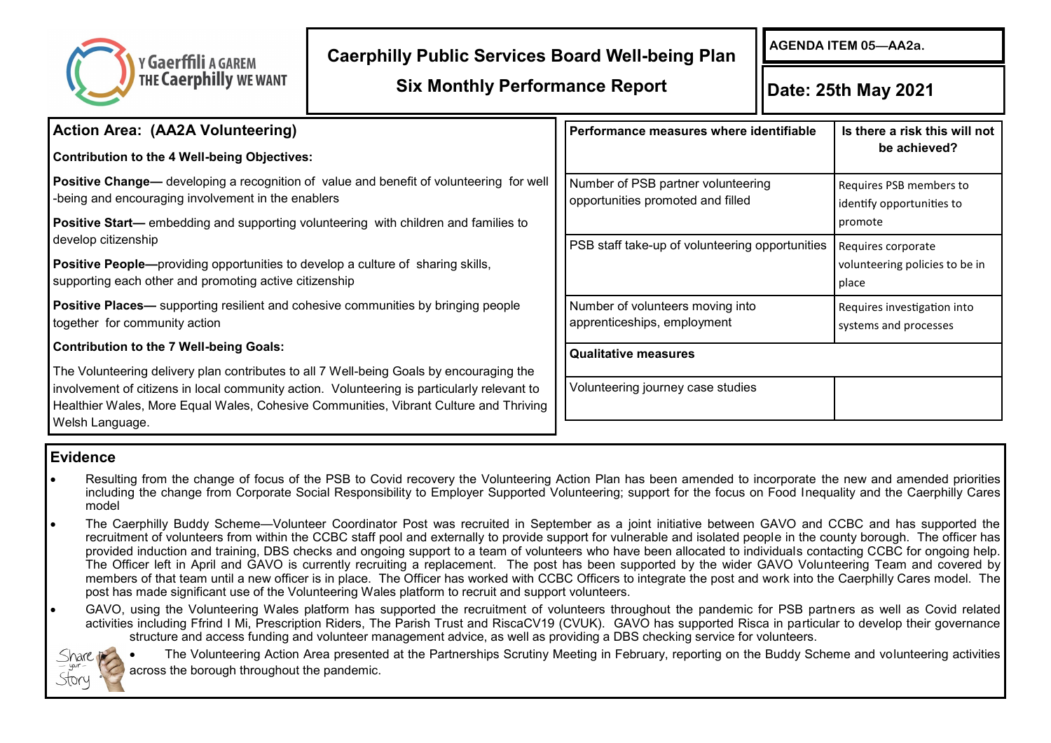Y Gaerffili A GAREM
THE Caerphilly WE WANT

# Caerphilly Public Services Board Well-being Plan

## Six Monthly Performance Report

**AGENDA ITEM 05—AA2a.**

**Date: 25th May 2021**

## Action Area: (AA2A Volunteering)

**Contribution to the 4 Well-being Objectives:**

**Positive Change—** developing a recognition of value and benefit of volunteering for well-being and encouraging involvement in the enablers

**Positive Start—** embedding and supporting volunteering with children and families to develop citizenship

**Positive People—**providing opportunities to develop a culture of sharing skills, supporting each other and promoting active citizenship

**Positive Places—** supporting resilient and cohesive communities by bringing people together for community action

**Contribution to the 7 Well-being Goals:**

The Volunteering delivery plan contributes to all 7 Well-being Goals by encouraging the involvement of citizens in local community action. Volunteering is particularly relevant to Healthier Wales, More Equal Wales, Cohesive Communities, Vibrant Culture and Thriving Welsh Language.

| Performance measures where identifiable | Is there a risk this will not be achieved? |
|---|---|
| Number of PSB partner volunteering opportunities promoted and filled | Requires PSB members to identify opportunities to promote |
| PSB staff take-up of volunteering opportunities | Requires corporate volunteering policies to be in place |
| Number of volunteers moving into apprenticeships, employment | Requires investigation into systems and processes |
| **Qualitative measures** | |
| Volunteering journey case studies | |

## Evidence

- Resulting from the change of focus of the PSB to Covid recovery the Volunteering Action Plan has been amended to incorporate the new and amended priorities including the change from Corporate Social Responsibility to Employer Supported Volunteering; support for the focus on Food Inequality and the Caerphilly Cares model
- The Caerphilly Buddy Scheme—Volunteer Coordinator Post was recruited in September as a joint initiative between GAVO and CCBC and has supported the recruitment of volunteers from within the CCBC staff pool and externally to provide support for vulnerable and isolated people in the county borough. The officer has provided induction and training, DBS checks and ongoing support to a team of volunteers who have been allocated to individuals contacting CCBC for ongoing help. The Officer left in April and GAVO is currently recruiting a replacement. The post has been supported by the wider GAVO Volunteering Team and covered by members of that team until a new officer is in place. The Officer has worked with CCBC Officers to integrate the post and work into the Caerphilly Cares model. The post has made significant use of the Volunteering Wales platform to recruit and support volunteers.
- GAVO, using the Volunteering Wales platform has supported the recruitment of volunteers throughout the pandemic for PSB partners as well as Covid related activities including Ffrind I Mi, Prescription Riders, The Parish Trust and RiscaCV19 (CVUK). GAVO has supported Risca in particular to develop their governance structure and access funding and volunteer management advice, as well as providing a DBS checking service for volunteers.
- The Volunteering Action Area presented at the Partnerships Scrutiny Meeting in February, reporting on the Buddy Scheme and volunteering activities across the borough throughout the pandemic.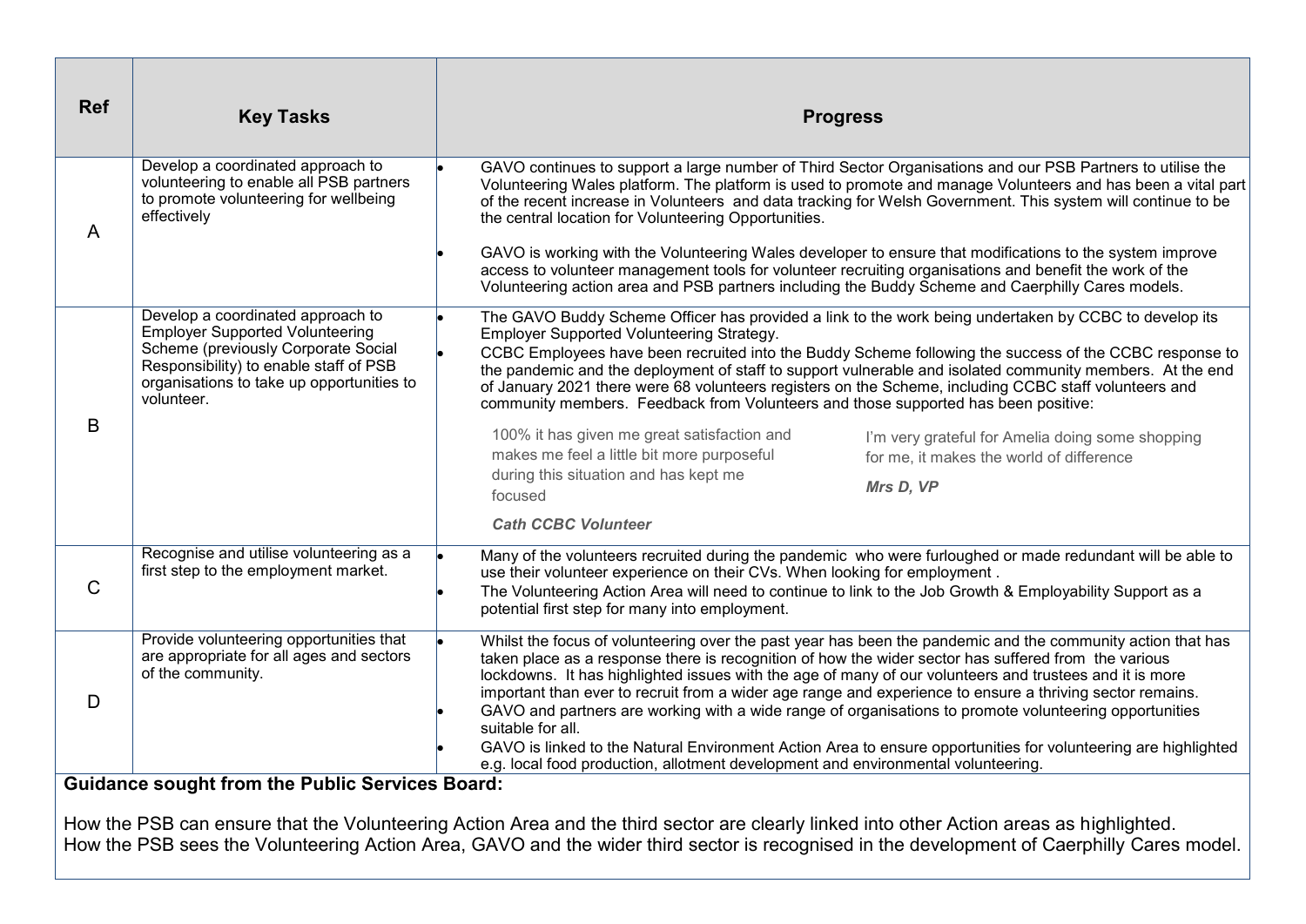| Ref | Key Tasks | Progress |
|---|---|---|
| A | Develop a coordinated approach to volunteering to enable all PSB partners to promote volunteering for wellbeing effectively | • GAVO continues to support a large number of Third Sector Organisations and our PSB Partners to utilise the Volunteering Wales platform. The platform is used to promote and manage Volunteers and has been a vital part of the recent increase in Volunteers and data tracking for Welsh Government. This system will continue to be the central location for Volunteering Opportunities.<br><br>• GAVO is working with the Volunteering Wales developer to ensure that modifications to the system improve access to volunteer management tools for volunteer recruiting organisations and benefit the work of the Volunteering action area and PSB partners including the Buddy Scheme and Caerphilly Cares models. |
| B | Develop a coordinated approach to Employer Supported Volunteering Scheme (previously Corporate Social Responsibility) to enable staff of PSB organisations to take up opportunities to volunteer. | • The GAVO Buddy Scheme Officer has provided a link to the work being undertaken by CCBC to develop its Employer Supported Volunteering Strategy.<br>• CCBC Employees have been recruited into the Buddy Scheme following the success of the CCBC response to the pandemic and the deployment of staff to support vulnerable and isolated community members. At the end of January 2021 there were 68 volunteers registers on the Scheme, including CCBC staff volunteers and community members. Feedback from Volunteers and those supported has been positive:<br><br>100% it has given me great satisfaction and makes me feel a little bit more purposeful during this situation and has kept me focused<br>***Cath CCBC Volunteer***<br><br>I'm very grateful for Amelia doing some shopping for me, it makes the world of difference<br>***Mrs D, VP*** |
| C | Recognise and utilise volunteering as a first step to the employment market. | • Many of the volunteers recruited during the pandemic who were furloughed or made redundant will be able to use their volunteer experience on their CVs. When looking for employment .<br>• The Volunteering Action Area will need to continue to link to the Job Growth & Employability Support as a potential first step for many into employment. |
| D | Provide volunteering opportunities that are appropriate for all ages and sectors of the community. | • Whilst the focus of volunteering over the past year has been the pandemic and the community action that has taken place as a response there is recognition of how the wider sector has suffered from the various lockdowns. It has highlighted issues with the age of many of our volunteers and trustees and it is more important than ever to recruit from a wider age range and experience to ensure a thriving sector remains.<br>• GAVO and partners are working with a wide range of organisations to promote volunteering opportunities suitable for all.<br>• GAVO is linked to the Natural Environment Action Area to ensure opportunities for volunteering are highlighted e.g. local food production, allotment development and environmental volunteering. |

**Guidance sought from the Public Services Board:**

How the PSB can ensure that the Volunteering Action Area and the third sector are clearly linked into other Action areas as highlighted.
How the PSB sees the Volunteering Action Area, GAVO and the wider third sector is recognised in the development of Caerphilly Cares model.